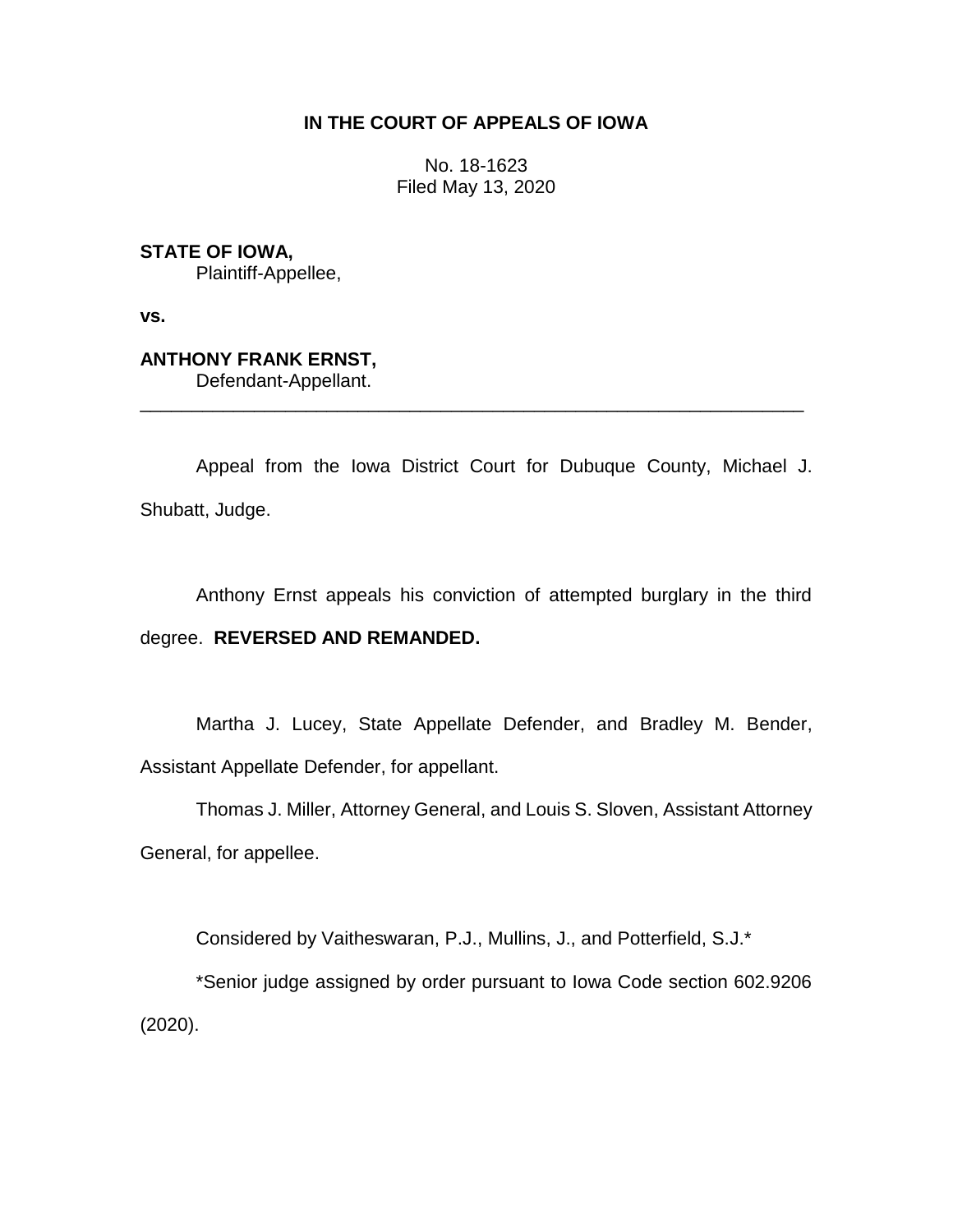**IN THE COURT OF APPEALS OF IOWA**

No. 18-1623
Filed May 13, 2020

**STATE OF IOWA,**
Plaintiff-Appellee,

**vs.**

**ANTHONY FRANK ERNST,**
Defendant-Appellant.

---

Appeal from the Iowa District Court for Dubuque County, Michael J. Shubatt, Judge.

Anthony Ernst appeals his conviction of attempted burglary in the third degree. **REVERSED AND REMANDED.**

Martha J. Lucey, State Appellate Defender, and Bradley M. Bender, Assistant Appellate Defender, for appellant.

Thomas J. Miller, Attorney General, and Louis S. Sloven, Assistant Attorney General, for appellee.

Considered by Vaitheswaran, P.J., Mullins, J., and Potterfield, S.J.*

*Senior judge assigned by order pursuant to Iowa Code section 602.9206 (2020).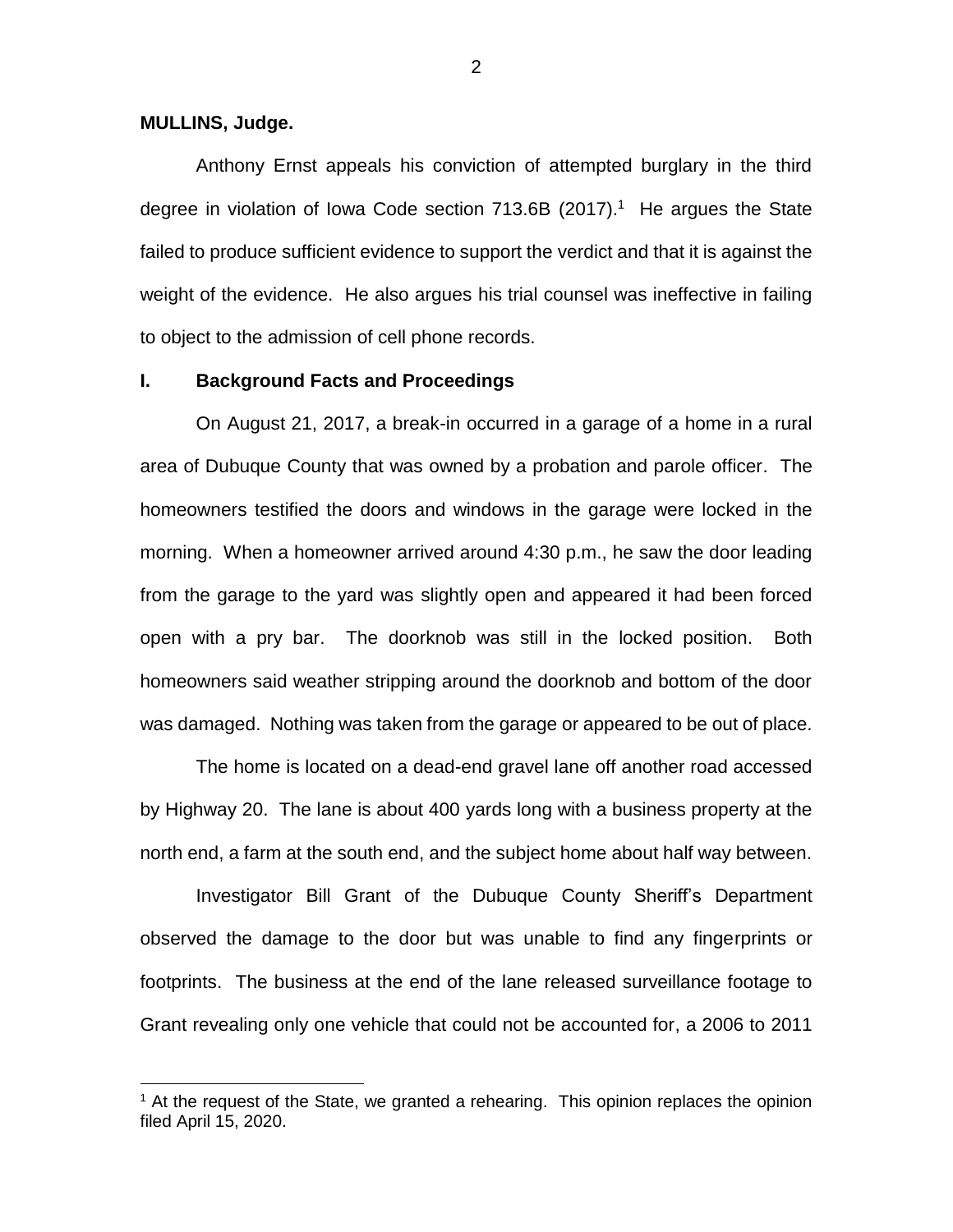**MULLINS, Judge.**

Anthony Ernst appeals his conviction of attempted burglary in the third degree in violation of Iowa Code section 713.6B (2017).[1] He argues the State failed to produce sufficient evidence to support the verdict and that it is against the weight of the evidence. He also argues his trial counsel was ineffective in failing to object to the admission of cell phone records.

## I. Background Facts and Proceedings

On August 21, 2017, a break-in occurred in a garage of a home in a rural area of Dubuque County that was owned by a probation and parole officer. The homeowners testified the doors and windows in the garage were locked in the morning. When a homeowner arrived around 4:30 p.m., he saw the door leading from the garage to the yard was slightly open and appeared it had been forced open with a pry bar. The doorknob was still in the locked position. Both homeowners said weather stripping around the doorknob and bottom of the door was damaged. Nothing was taken from the garage or appeared to be out of place.

The home is located on a dead-end gravel lane off another road accessed by Highway 20. The lane is about 400 yards long with a business property at the north end, a farm at the south end, and the subject home about half way between.

Investigator Bill Grant of the Dubuque County Sheriff's Department observed the damage to the door but was unable to find any fingerprints or footprints. The business at the end of the lane released surveillance footage to Grant revealing only one vehicle that could not be accounted for, a 2006 to 2011

[1] At the request of the State, we granted a rehearing. This opinion replaces the opinion filed April 15, 2020.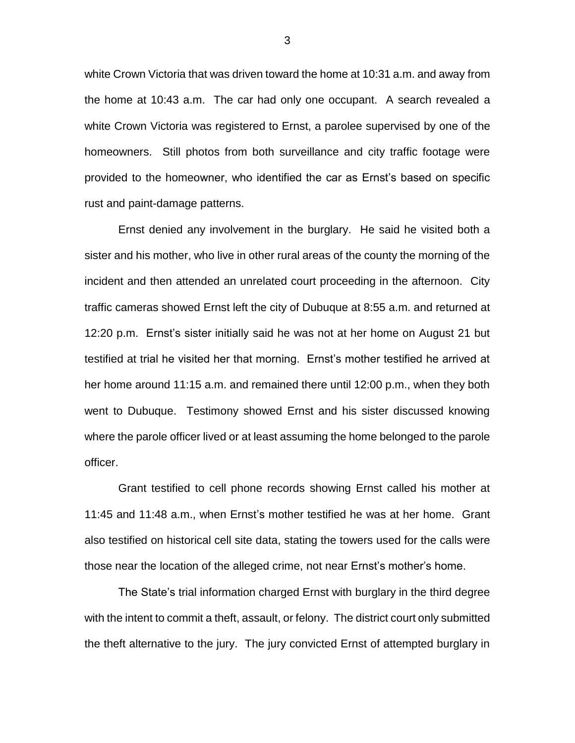white Crown Victoria that was driven toward the home at 10:31 a.m. and away from the home at 10:43 a.m. The car had only one occupant. A search revealed a white Crown Victoria was registered to Ernst, a parolee supervised by one of the homeowners. Still photos from both surveillance and city traffic footage were provided to the homeowner, who identified the car as Ernst's based on specific rust and paint-damage patterns.

Ernst denied any involvement in the burglary. He said he visited both a sister and his mother, who live in other rural areas of the county the morning of the incident and then attended an unrelated court proceeding in the afternoon. City traffic cameras showed Ernst left the city of Dubuque at 8:55 a.m. and returned at 12:20 p.m. Ernst's sister initially said he was not at her home on August 21 but testified at trial he visited her that morning. Ernst's mother testified he arrived at her home around 11:15 a.m. and remained there until 12:00 p.m., when they both went to Dubuque. Testimony showed Ernst and his sister discussed knowing where the parole officer lived or at least assuming the home belonged to the parole officer.

Grant testified to cell phone records showing Ernst called his mother at 11:45 and 11:48 a.m., when Ernst's mother testified he was at her home. Grant also testified on historical cell site data, stating the towers used for the calls were those near the location of the alleged crime, not near Ernst's mother's home.

The State's trial information charged Ernst with burglary in the third degree with the intent to commit a theft, assault, or felony. The district court only submitted the theft alternative to the jury. The jury convicted Ernst of attempted burglary in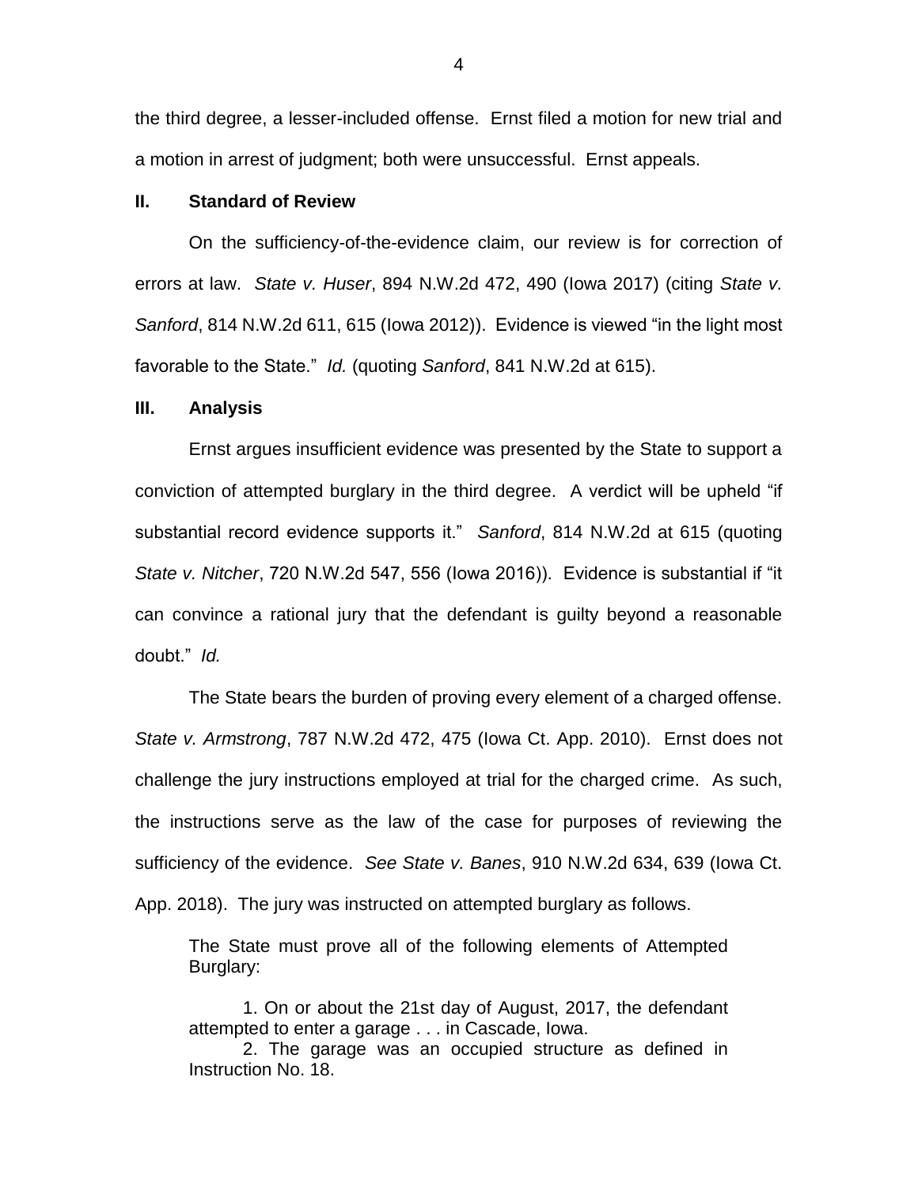the third degree, a lesser-included offense. Ernst filed a motion for new trial and a motion in arrest of judgment; both were unsuccessful. Ernst appeals.

## II. Standard of Review

On the sufficiency-of-the-evidence claim, our review is for correction of errors at law. *State v. Huser*, 894 N.W.2d 472, 490 (Iowa 2017) (citing *State v. Sanford*, 814 N.W.2d 611, 615 (Iowa 2012)). Evidence is viewed "in the light most favorable to the State." *Id.* (quoting *Sanford*, 841 N.W.2d at 615).

## III. Analysis

Ernst argues insufficient evidence was presented by the State to support a conviction of attempted burglary in the third degree. A verdict will be upheld "if substantial record evidence supports it." *Sanford*, 814 N.W.2d at 615 (quoting *State v. Nitcher*, 720 N.W.2d 547, 556 (Iowa 2016)). Evidence is substantial if "it can convince a rational jury that the defendant is guilty beyond a reasonable doubt." *Id.*

The State bears the burden of proving every element of a charged offense. *State v. Armstrong*, 787 N.W.2d 472, 475 (Iowa Ct. App. 2010). Ernst does not challenge the jury instructions employed at trial for the charged crime. As such, the instructions serve as the law of the case for purposes of reviewing the sufficiency of the evidence. *See State v. Banes*, 910 N.W.2d 634, 639 (Iowa Ct. App. 2018). The jury was instructed on attempted burglary as follows.

> The State must prove all of the following elements of Attempted Burglary:
>
> 1. On or about the 21st day of August, 2017, the defendant attempted to enter a garage . . . in Cascade, Iowa.
> 2. The garage was an occupied structure as defined in Instruction No. 18.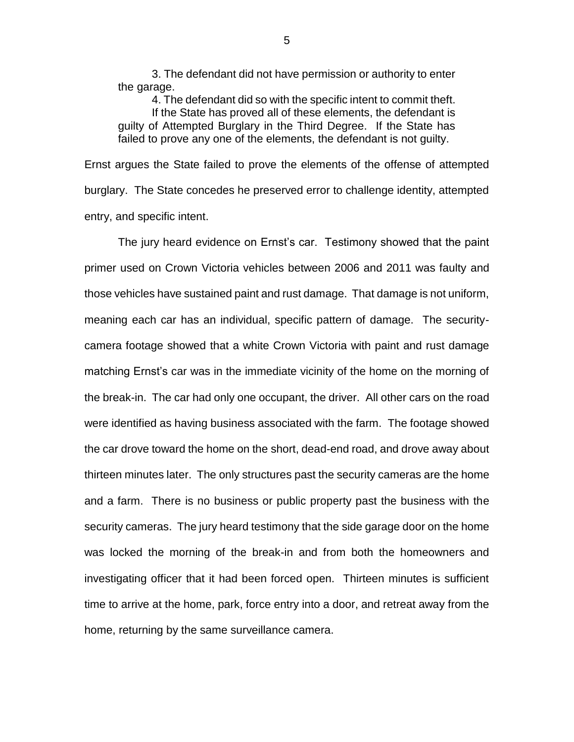> 3. The defendant did not have permission or authority to enter the garage.
>
> 4. The defendant did so with the specific intent to commit theft.
>
> If the State has proved all of these elements, the defendant is guilty of Attempted Burglary in the Third Degree. If the State has failed to prove any one of the elements, the defendant is not guilty.

Ernst argues the State failed to prove the elements of the offense of attempted burglary. The State concedes he preserved error to challenge identity, attempted entry, and specific intent.

The jury heard evidence on Ernst's car. Testimony showed that the paint primer used on Crown Victoria vehicles between 2006 and 2011 was faulty and those vehicles have sustained paint and rust damage. That damage is not uniform, meaning each car has an individual, specific pattern of damage. The security-camera footage showed that a white Crown Victoria with paint and rust damage matching Ernst's car was in the immediate vicinity of the home on the morning of the break-in. The car had only one occupant, the driver. All other cars on the road were identified as having business associated with the farm. The footage showed the car drove toward the home on the short, dead-end road, and drove away about thirteen minutes later. The only structures past the security cameras are the home and a farm. There is no business or public property past the business with the security cameras. The jury heard testimony that the side garage door on the home was locked the morning of the break-in and from both the homeowners and investigating officer that it had been forced open. Thirteen minutes is sufficient time to arrive at the home, park, force entry into a door, and retreat away from the home, returning by the same surveillance camera.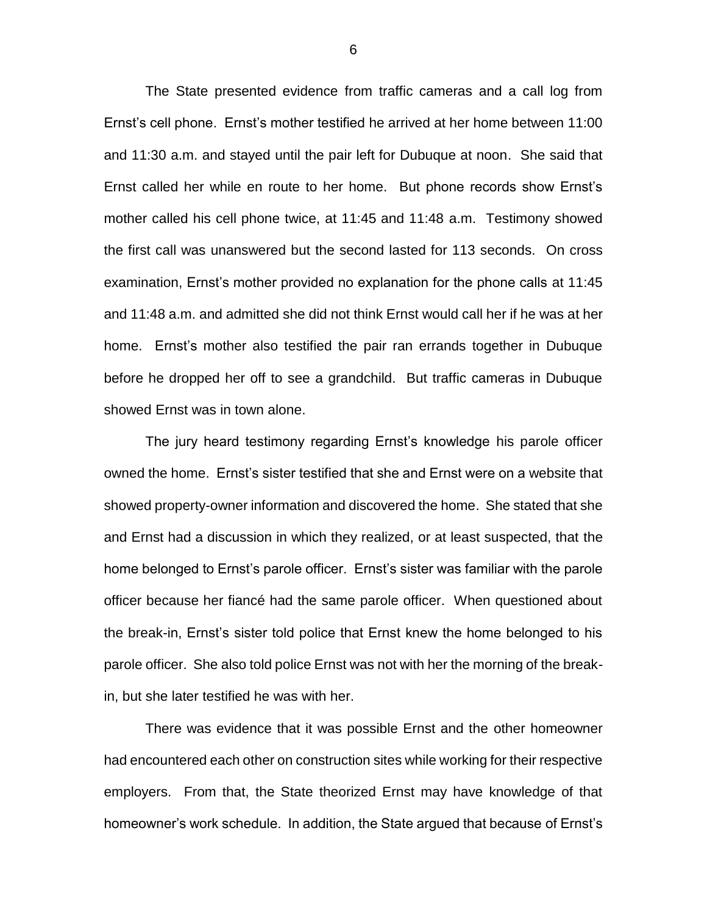The State presented evidence from traffic cameras and a call log from Ernst's cell phone. Ernst's mother testified he arrived at her home between 11:00 and 11:30 a.m. and stayed until the pair left for Dubuque at noon. She said that Ernst called her while en route to her home. But phone records show Ernst's mother called his cell phone twice, at 11:45 and 11:48 a.m. Testimony showed the first call was unanswered but the second lasted for 113 seconds. On cross examination, Ernst's mother provided no explanation for the phone calls at 11:45 and 11:48 a.m. and admitted she did not think Ernst would call her if he was at her home. Ernst's mother also testified the pair ran errands together in Dubuque before he dropped her off to see a grandchild. But traffic cameras in Dubuque showed Ernst was in town alone.

The jury heard testimony regarding Ernst's knowledge his parole officer owned the home. Ernst's sister testified that she and Ernst were on a website that showed property-owner information and discovered the home. She stated that she and Ernst had a discussion in which they realized, or at least suspected, that the home belonged to Ernst's parole officer. Ernst's sister was familiar with the parole officer because her fiancé had the same parole officer. When questioned about the break-in, Ernst's sister told police that Ernst knew the home belonged to his parole officer. She also told police Ernst was not with her the morning of the break-in, but she later testified he was with her.

There was evidence that it was possible Ernst and the other homeowner had encountered each other on construction sites while working for their respective employers. From that, the State theorized Ernst may have knowledge of that homeowner's work schedule. In addition, the State argued that because of Ernst's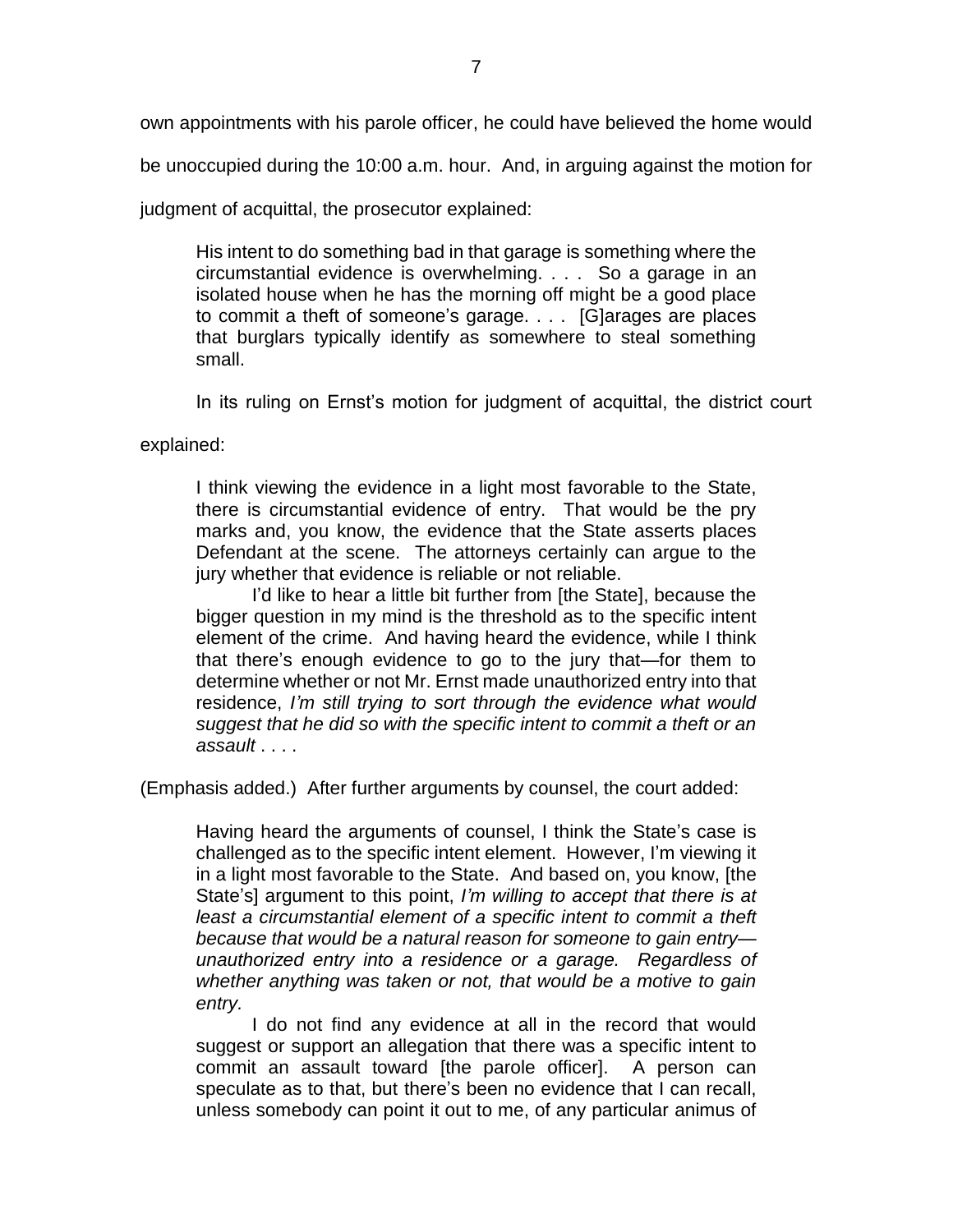own appointments with his parole officer, he could have believed the home would be unoccupied during the 10:00 a.m. hour. And, in arguing against the motion for judgment of acquittal, the prosecutor explained:

> His intent to do something bad in that garage is something where the circumstantial evidence is overwhelming. . . . So a garage in an isolated house when he has the morning off might be a good place to commit a theft of someone's garage. . . . [G]arages are places that burglars typically identify as somewhere to steal something small.

In its ruling on Ernst's motion for judgment of acquittal, the district court explained:

> I think viewing the evidence in a light most favorable to the State, there is circumstantial evidence of entry. That would be the pry marks and, you know, the evidence that the State asserts places Defendant at the scene. The attorneys certainly can argue to the jury whether that evidence is reliable or not reliable.
>
> I'd like to hear a little bit further from [the State], because the bigger question in my mind is the threshold as to the specific intent element of the crime. And having heard the evidence, while I think that there's enough evidence to go to the jury that—for them to determine whether or not Mr. Ernst made unauthorized entry into that residence, *I'm still trying to sort through the evidence what would suggest that he did so with the specific intent to commit a theft or an assault* . . . .

(Emphasis added.) After further arguments by counsel, the court added:

> Having heard the arguments of counsel, I think the State's case is challenged as to the specific intent element. However, I'm viewing it in a light most favorable to the State. And based on, you know, [the State's] argument to this point, *I'm willing to accept that there is at least a circumstantial element of a specific intent to commit a theft because that would be a natural reason for someone to gain entry—unauthorized entry into a residence or a garage. Regardless of whether anything was taken or not, that would be a motive to gain entry.*
>
> I do not find any evidence at all in the record that would suggest or support an allegation that there was a specific intent to commit an assault toward [the parole officer]. A person can speculate as to that, but there's been no evidence that I can recall, unless somebody can point it out to me, of any particular animus of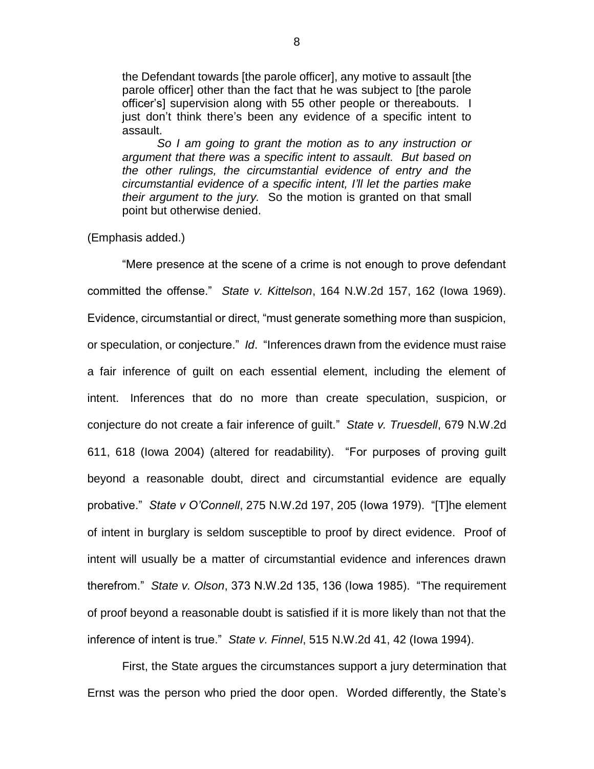> the Defendant towards [the parole officer], any motive to assault [the parole officer] other than the fact that he was subject to [the parole officer's] supervision along with 55 other people or thereabouts. I just don't think there's been any evidence of a specific intent to assault.
>
> *So I am going to grant the motion as to any instruction or argument that there was a specific intent to assault. But based on the other rulings, the circumstantial evidence of entry and the circumstantial evidence of a specific intent, I'll let the parties make their argument to the jury.* So the motion is granted on that small point but otherwise denied.

(Emphasis added.)

"Mere presence at the scene of a crime is not enough to prove defendant committed the offense." *State v. Kittelson*, 164 N.W.2d 157, 162 (Iowa 1969). Evidence, circumstantial or direct, "must generate something more than suspicion, or speculation, or conjecture." *Id*. "Inferences drawn from the evidence must raise a fair inference of guilt on each essential element, including the element of intent. Inferences that do no more than create speculation, suspicion, or conjecture do not create a fair inference of guilt." *State v. Truesdell*, 679 N.W.2d 611, 618 (Iowa 2004) (altered for readability). "For purposes of proving guilt beyond a reasonable doubt, direct and circumstantial evidence are equally probative." *State v O'Connell*, 275 N.W.2d 197, 205 (Iowa 1979). "[T]he element of intent in burglary is seldom susceptible to proof by direct evidence. Proof of intent will usually be a matter of circumstantial evidence and inferences drawn therefrom." *State v. Olson*, 373 N.W.2d 135, 136 (Iowa 1985). "The requirement of proof beyond a reasonable doubt is satisfied if it is more likely than not that the inference of intent is true." *State v. Finnel*, 515 N.W.2d 41, 42 (Iowa 1994).

First, the State argues the circumstances support a jury determination that Ernst was the person who pried the door open. Worded differently, the State's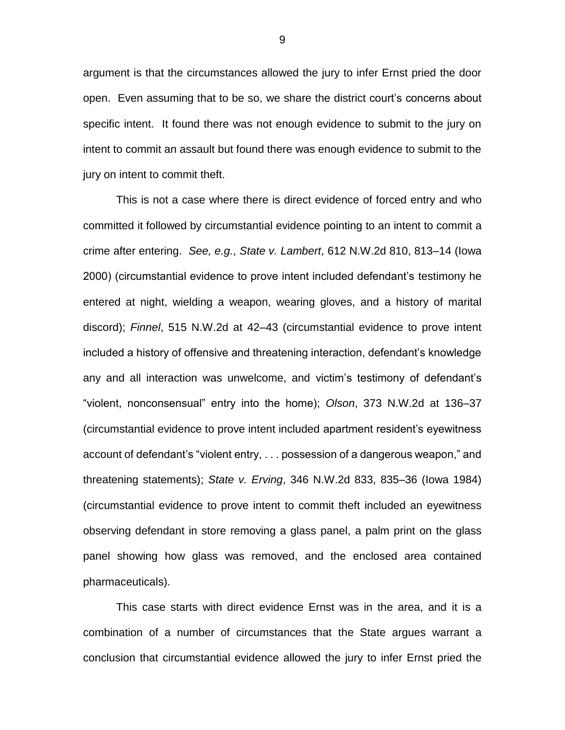argument is that the circumstances allowed the jury to infer Ernst pried the door open. Even assuming that to be so, we share the district court's concerns about specific intent. It found there was not enough evidence to submit to the jury on intent to commit an assault but found there was enough evidence to submit to the jury on intent to commit theft.

This is not a case where there is direct evidence of forced entry and who committed it followed by circumstantial evidence pointing to an intent to commit a crime after entering. *See, e.g.*, *State v. Lambert*, 612 N.W.2d 810, 813–14 (Iowa 2000) (circumstantial evidence to prove intent included defendant's testimony he entered at night, wielding a weapon, wearing gloves, and a history of marital discord); *Finnel*, 515 N.W.2d at 42–43 (circumstantial evidence to prove intent included a history of offensive and threatening interaction, defendant's knowledge any and all interaction was unwelcome, and victim's testimony of defendant's "violent, nonconsensual" entry into the home); *Olson*, 373 N.W.2d at 136–37 (circumstantial evidence to prove intent included apartment resident's eyewitness account of defendant's "violent entry, . . . possession of a dangerous weapon," and threatening statements); *State v. Erving*, 346 N.W.2d 833, 835–36 (Iowa 1984) (circumstantial evidence to prove intent to commit theft included an eyewitness observing defendant in store removing a glass panel, a palm print on the glass panel showing how glass was removed, and the enclosed area contained pharmaceuticals).

This case starts with direct evidence Ernst was in the area, and it is a combination of a number of circumstances that the State argues warrant a conclusion that circumstantial evidence allowed the jury to infer Ernst pried the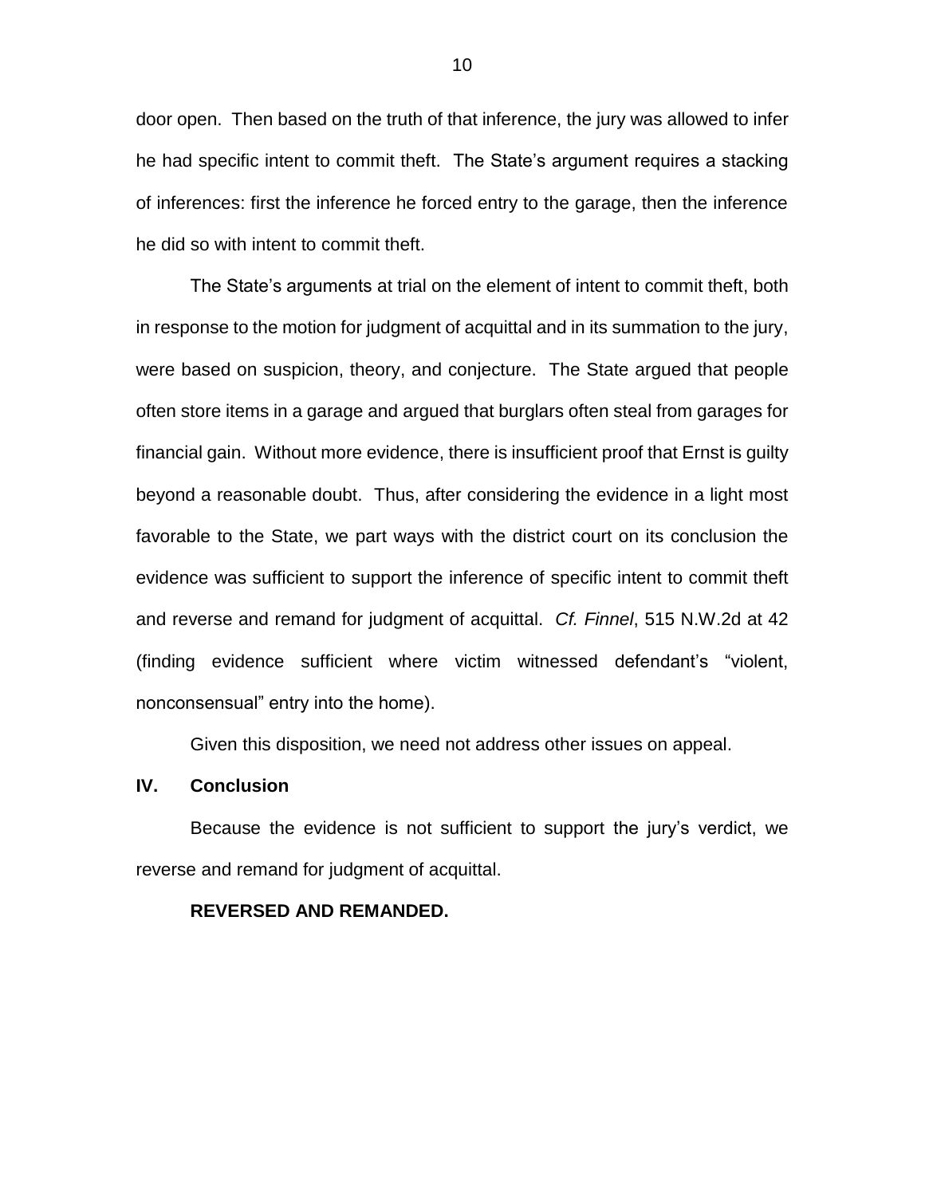door open. Then based on the truth of that inference, the jury was allowed to infer he had specific intent to commit theft. The State's argument requires a stacking of inferences: first the inference he forced entry to the garage, then the inference he did so with intent to commit theft.

The State's arguments at trial on the element of intent to commit theft, both in response to the motion for judgment of acquittal and in its summation to the jury, were based on suspicion, theory, and conjecture. The State argued that people often store items in a garage and argued that burglars often steal from garages for financial gain. Without more evidence, there is insufficient proof that Ernst is guilty beyond a reasonable doubt. Thus, after considering the evidence in a light most favorable to the State, we part ways with the district court on its conclusion the evidence was sufficient to support the inference of specific intent to commit theft and reverse and remand for judgment of acquittal. *Cf. Finnel*, 515 N.W.2d at 42 (finding evidence sufficient where victim witnessed defendant's "violent, nonconsensual" entry into the home).

Given this disposition, we need not address other issues on appeal.

## IV. Conclusion

Because the evidence is not sufficient to support the jury's verdict, we reverse and remand for judgment of acquittal.

**REVERSED AND REMANDED.**